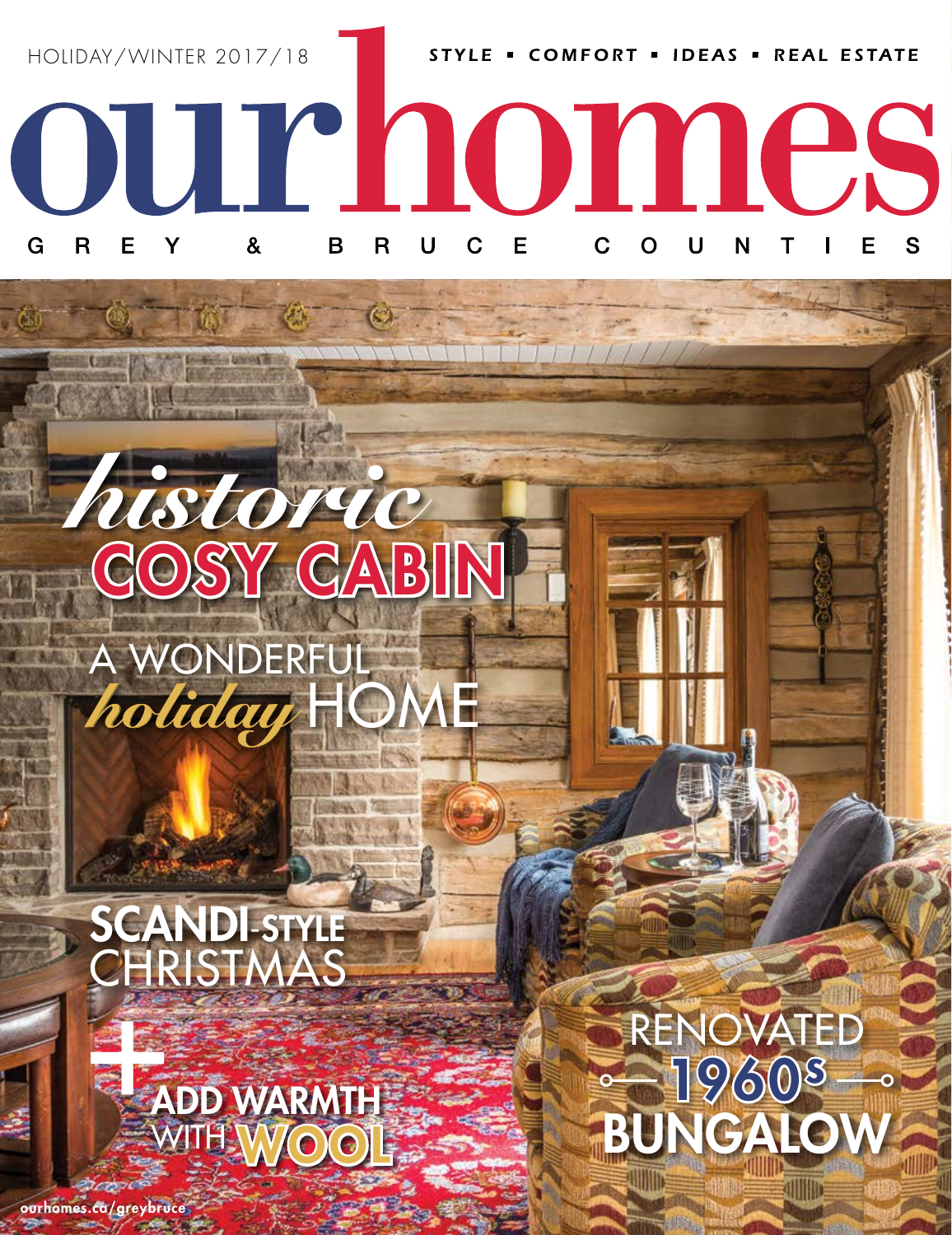HOLIDAY/WINTER 2017/18

STYLE • COMFORT • IDEAS • REAL ESTATE

# our homes

GREY & BRUCE COUNTIES

## *historic* COSY CABIN

A WONDERFUL *holiday* HOME

**SCANDI-STYLE** CHRISTMAS

+ **ADD WARMTH** WITH **WOOL**

RENOVATED **1960s** **BUNGALOW**

ourhomes.ca/greybruce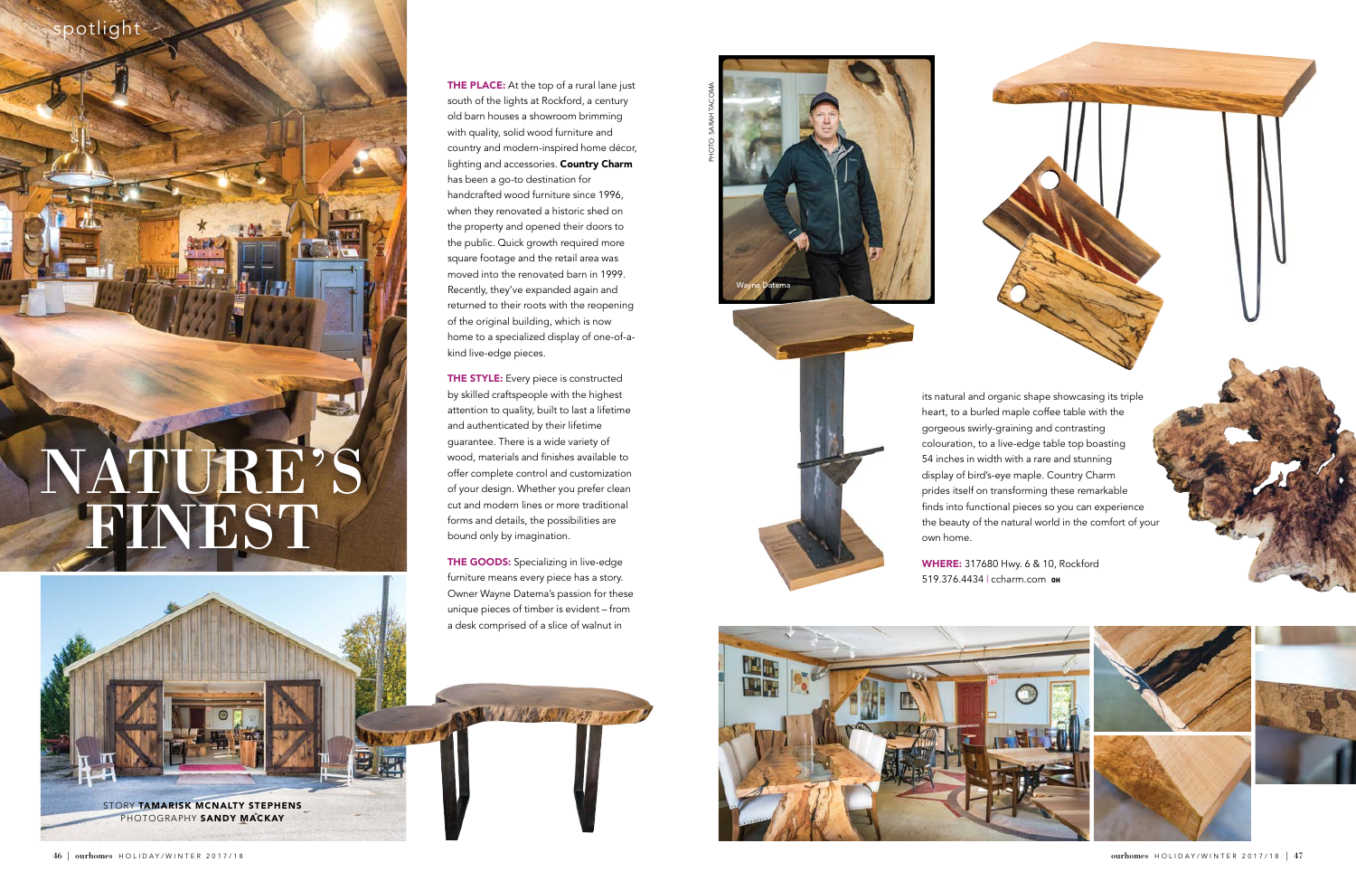spotlight

# NATURE'S FINEST

STORY **TAMARISK MCNALTY STEPHENS**
PHOTOGRAPHY **SANDY MACKAY**

**THE PLACE:** At the top of a rural lane just south of the lights at Rockford, a century old barn houses a showroom brimming with quality, solid wood furniture and country and modern-inspired home décor, lighting and accessories. **Country Charm** has been a go-to destination for handcrafted wood furniture since 1996, when they renovated a historic shed on the property and opened their doors to the public. Quick growth required more square footage and the retail area was moved into the renovated barn in 1999. Recently, they've expanded again and returned to their roots with the reopening of the original building, which is now home to a specialized display of one-of-a-kind live-edge pieces.

**THE STYLE:** Every piece is constructed by skilled craftspeople with the highest attention to quality, built to last a lifetime and authenticated by their lifetime guarantee. There is a wide variety of wood, materials and finishes available to offer complete control and customization of your design. Whether you prefer clean cut and modern lines or more traditional forms and details, the possibilities are bound only by imagination.

**THE GOODS:** Specializing in live-edge furniture means every piece has a story. Owner Wayne Datema's passion for these unique pieces of timber is evident – from a desk comprised of a slice of walnut in its natural and organic shape showcasing its triple heart, to a burled maple coffee table with the gorgeous swirly-graining and contrasting colouration, to a live-edge table top boasting 54 inches in width with a rare and stunning display of bird's-eye maple. Country Charm prides itself on transforming these remarkable finds into functional pieces so you can experience the beauty of the natural world in the comfort of your own home.

**WHERE:** 317680 Hwy. 6 & 10, Rockford
519.376.4434 | ccharm.com OH

PHOTO: SARAH TACOMA

Wayne Datema